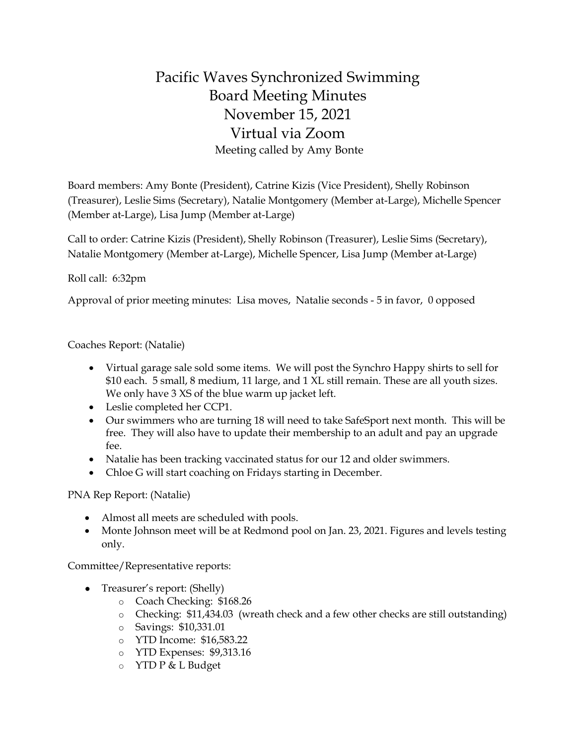# Pacific Waves Synchronized Swimming
## Board Meeting Minutes
## November 15, 2021
## Virtual via Zoom

Meeting called by Amy Bonte

Board members: Amy Bonte (President), Catrine Kizis (Vice President), Shelly Robinson (Treasurer), Leslie Sims (Secretary), Natalie Montgomery (Member at-Large), Michelle Spencer (Member at-Large), Lisa Jump (Member at-Large)

Call to order: Catrine Kizis (President), Shelly Robinson (Treasurer), Leslie Sims (Secretary), Natalie Montgomery (Member at-Large), Michelle Spencer, Lisa Jump (Member at-Large)

Roll call: 6:32pm

Approval of prior meeting minutes: Lisa moves, Natalie seconds - 5 in favor, 0 opposed

Coaches Report: (Natalie)

- Virtual garage sale sold some items. We will post the Synchro Happy shirts to sell for $10 each. 5 small, 8 medium, 11 large, and 1 XL still remain. These are all youth sizes. We only have 3 XS of the blue warm up jacket left.
- Leslie completed her CCP1.
- Our swimmers who are turning 18 will need to take SafeSport next month. This will be free. They will also have to update their membership to an adult and pay an upgrade fee.
- Natalie has been tracking vaccinated status for our 12 and older swimmers.
- Chloe G will start coaching on Fridays starting in December.

PNA Rep Report: (Natalie)

- Almost all meets are scheduled with pools.
- Monte Johnson meet will be at Redmond pool on Jan. 23, 2021. Figures and levels testing only.

Committee/Representative reports:

- Treasurer's report: (Shelly)
  - Coach Checking: $168.26
  - Checking: $11,434.03 (wreath check and a few other checks are still outstanding)
  - Savings: $10,331.01
  - YTD Income: $16,583.22
  - YTD Expenses: $9,313.16
  - YTD P & L Budget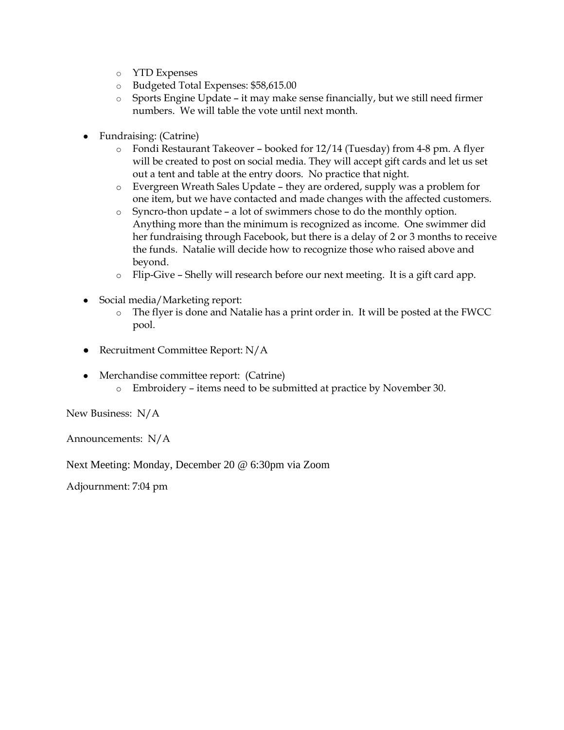- YTD Expenses
  - Budgeted Total Expenses: $58,615.00
  - Sports Engine Update – it may make sense financially, but we still need firmer numbers. We will table the vote until next month.

- Fundraising: (Catrine)
  - Fondi Restaurant Takeover – booked for 12/14 (Tuesday) from 4-8 pm. A flyer will be created to post on social media. They will accept gift cards and let us set out a tent and table at the entry doors. No practice that night.
  - Evergreen Wreath Sales Update – they are ordered, supply was a problem for one item, but we have contacted and made changes with the affected customers.
  - Syncro-thon update – a lot of swimmers chose to do the monthly option. Anything more than the minimum is recognized as income. One swimmer did her fundraising through Facebook, but there is a delay of 2 or 3 months to receive the funds. Natalie will decide how to recognize those who raised above and beyond.
  - Flip-Give – Shelly will research before our next meeting. It is a gift card app.

- Social media/Marketing report:
  - The flyer is done and Natalie has a print order in. It will be posted at the FWCC pool.

- Recruitment Committee Report: N/A

- Merchandise committee report: (Catrine)
  - Embroidery – items need to be submitted at practice by November 30.

New Business: N/A

Announcements: N/A

Next Meeting: Monday, December 20 @ 6:30pm via Zoom

Adjournment: 7:04 pm